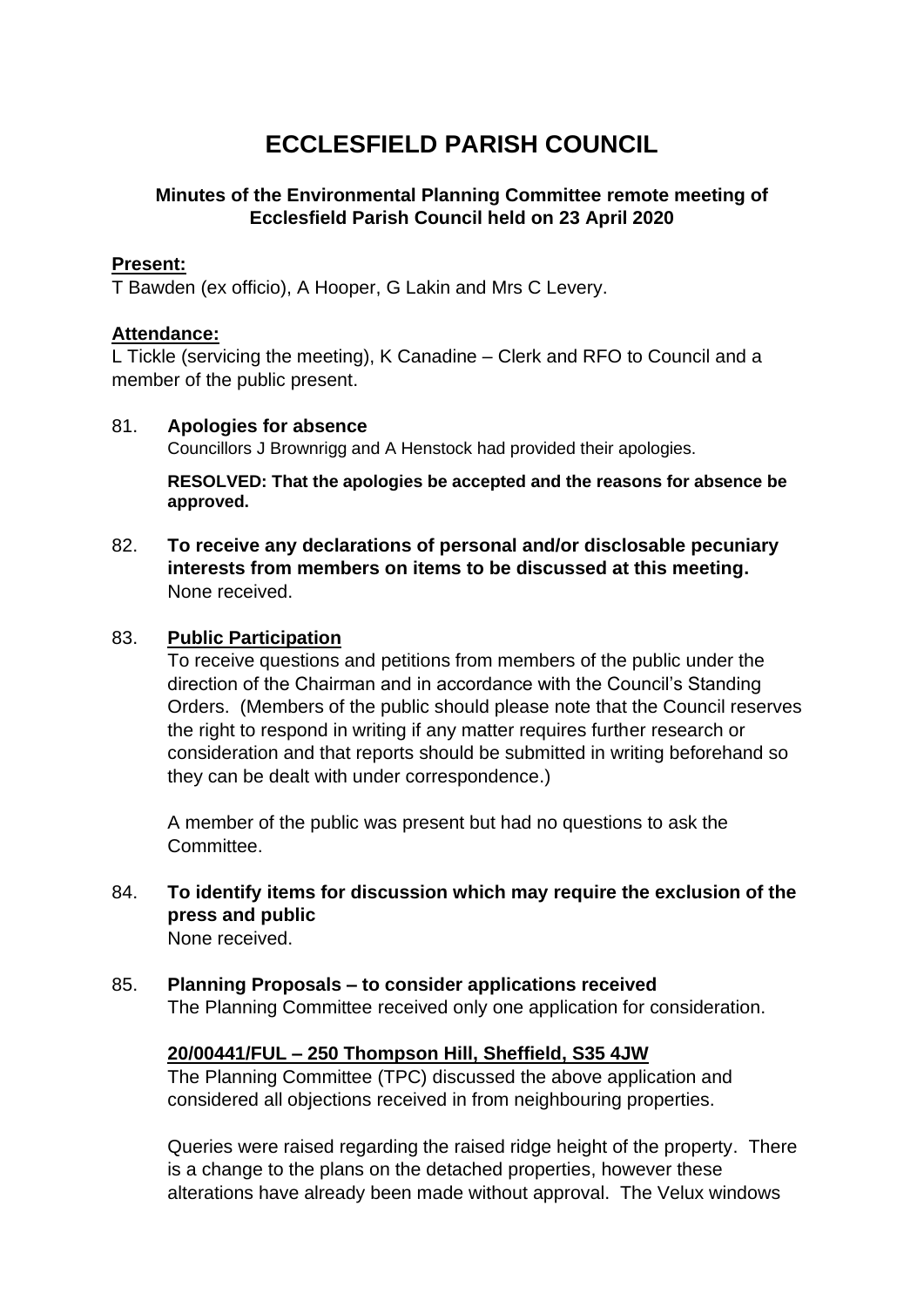# ECCLESFIELD PARISH COUNCIL

**Minutes of the Environmental Planning Committee remote meeting of Ecclesfield Parish Council held on 23 April 2020**

**Present:**

T Bawden (ex officio), A Hooper, G Lakin and Mrs C Levery.

**Attendance:**

L Tickle (servicing the meeting), K Canadine – Clerk and RFO to Council and a member of the public present.

81. **Apologies for absence**

    Councillors J Brownrigg and A Henstock had provided their apologies.

    **RESOLVED: That the apologies be accepted and the reasons for absence be approved.**

82. **To receive any declarations of personal and/or disclosable pecuniary interests from members on items to be discussed at this meeting.**

    None received.

83. **Public Participation**

    To receive questions and petitions from members of the public under the direction of the Chairman and in accordance with the Council's Standing Orders. (Members of the public should please note that the Council reserves the right to respond in writing if any matter requires further research or consideration and that reports should be submitted in writing beforehand so they can be dealt with under correspondence.)

    A member of the public was present but had no questions to ask the Committee.

84. **To identify items for discussion which may require the exclusion of the press and public**

    None received.

85. **Planning Proposals – to consider applications received**

    The Planning Committee received only one application for consideration.

    **20/00441/FUL – 250 Thompson Hill, Sheffield, S35 4JW**

    The Planning Committee (TPC) discussed the above application and considered all objections received in from neighbouring properties.

    Queries were raised regarding the raised ridge height of the property. There is a change to the plans on the detached properties, however these alterations have already been made without approval. The Velux windows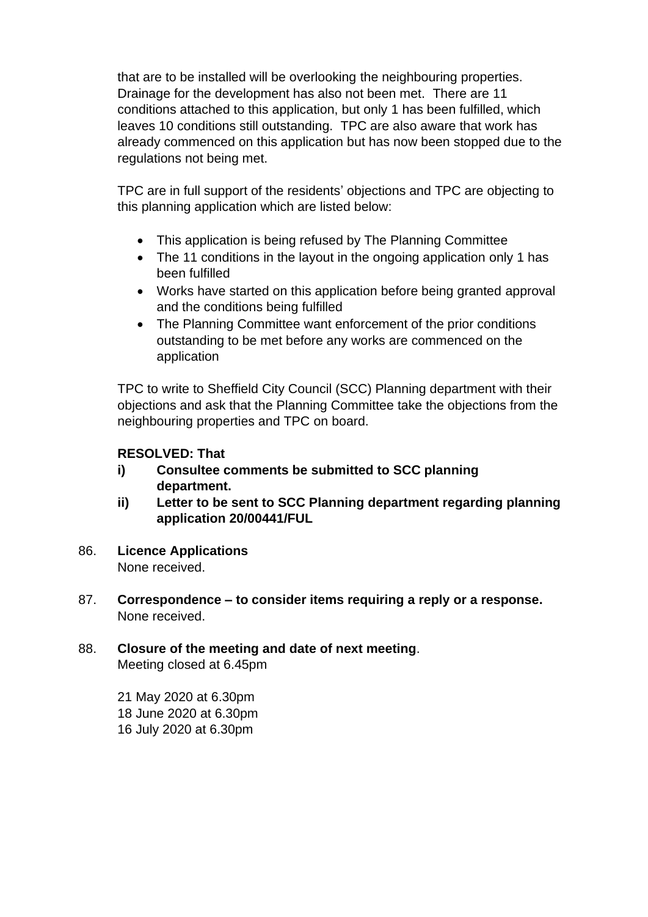that are to be installed will be overlooking the neighbouring properties. Drainage for the development has also not been met. There are 11 conditions attached to this application, but only 1 has been fulfilled, which leaves 10 conditions still outstanding. TPC are also aware that work has already commenced on this application but has now been stopped due to the regulations not being met.

TPC are in full support of the residents' objections and TPC are objecting to this planning application which are listed below:

- This application is being refused by The Planning Committee
- The 11 conditions in the layout in the ongoing application only 1 has been fulfilled
- Works have started on this application before being granted approval and the conditions being fulfilled
- The Planning Committee want enforcement of the prior conditions outstanding to be met before any works are commenced on the application

TPC to write to Sheffield City Council (SCC) Planning department with their objections and ask that the Planning Committee take the objections from the neighbouring properties and TPC on board.

**RESOLVED: That**

**i) Consultee comments be submitted to SCC planning department.**

**ii) Letter to be sent to SCC Planning department regarding planning application 20/00441/FUL**

86. **Licence Applications**
None received.

87. **Correspondence – to consider items requiring a reply or a response.**
None received.

88. **Closure of the meeting and date of next meeting**.
Meeting closed at 6.45pm

21 May 2020 at 6.30pm
18 June 2020 at 6.30pm
16 July 2020 at 6.30pm